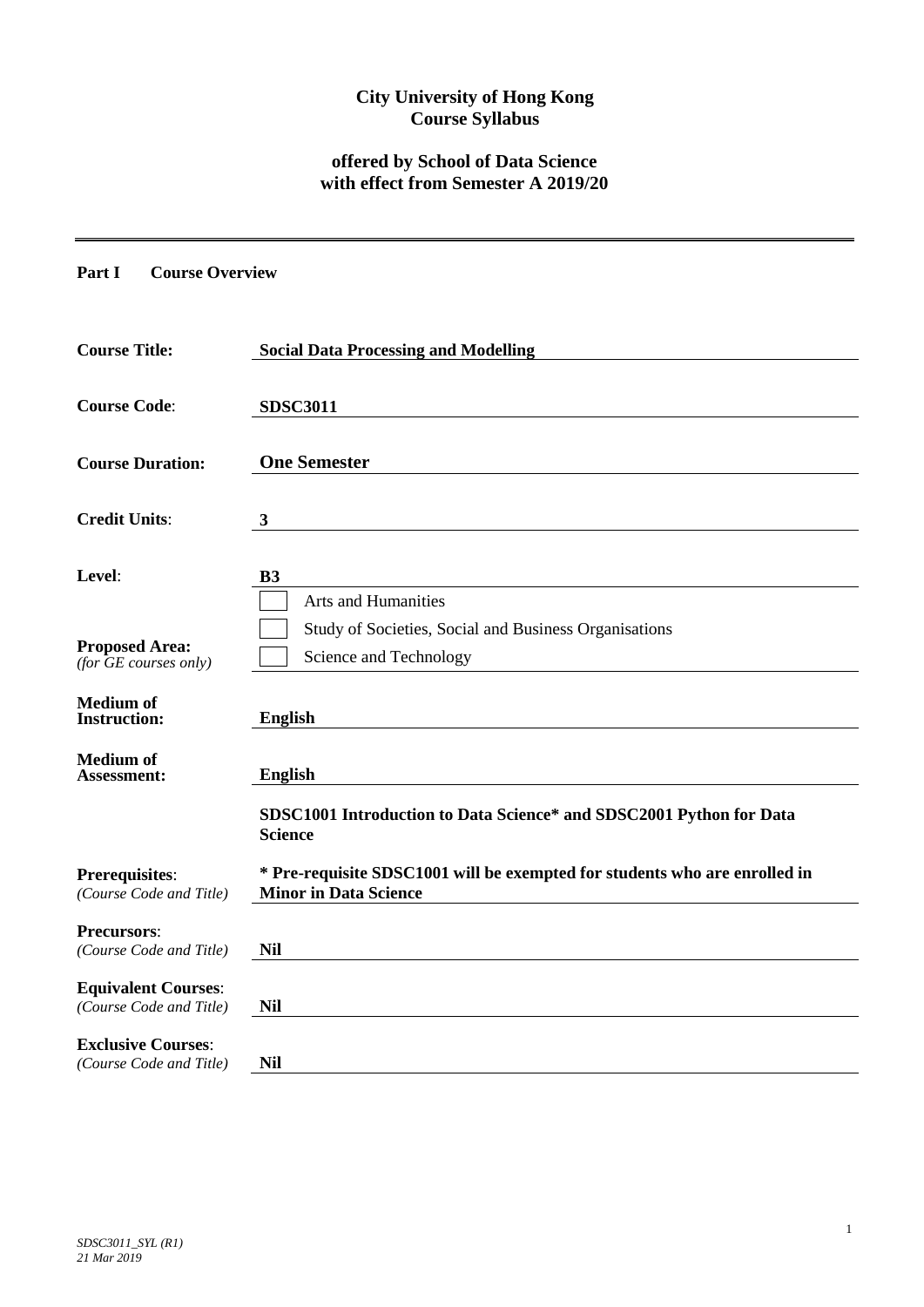**City University of Hong Kong**
**Course Syllabus**

**offered by School of Data Science**
**with effect from Semester A 2019/20**

---

**Part I Course Overview**

| | |
|---|---|
| **Course Title:** | **Social Data Processing and Modelling** |
| **Course Code**: | **SDSC3011** |
| **Course Duration:** | **One Semester** |
| **Credit Units**: | **3** |
| **Level**: | **B3** |
| **Proposed Area:** *(for GE courses only)* | ☐ Arts and Humanities<br>☐ Study of Societies, Social and Business Organisations<br>☐ Science and Technology |
| **Medium of Instruction:** | **English** |
| **Medium of Assessment:** | **English** |
| **Prerequisites**: *(Course Code and Title)* | **SDSC1001 Introduction to Data Science* and SDSC2001 Python for Data Science**<br>**\* Pre-requisite SDSC1001 will be exempted for students who are enrolled in Minor in Data Science** |
| **Precursors**: *(Course Code and Title)* | **Nil** |
| **Equivalent Courses**: *(Course Code and Title)* | **Nil** |
| **Exclusive Courses**: *(Course Code and Title)* | **Nil** |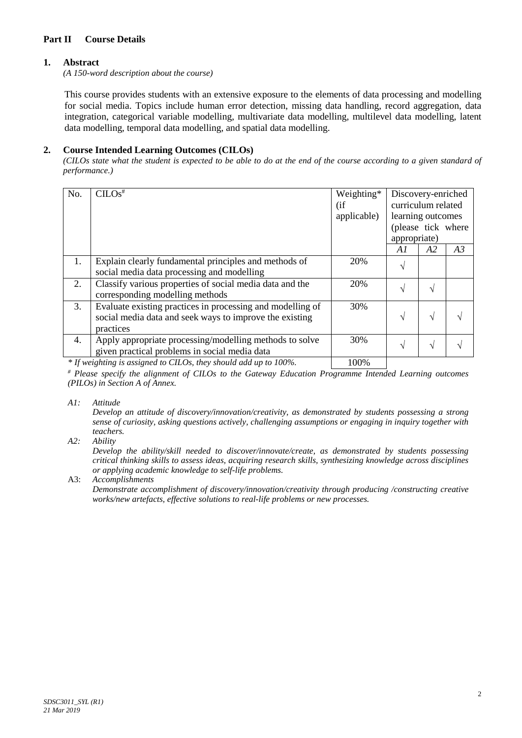## Part II Course Details

### 1. Abstract

*(A 150-word description about the course)*

This course provides students with an extensive exposure to the elements of data processing and modelling for social media. Topics include human error detection, missing data handling, record aggregation, data integration, categorical variable modelling, multivariate data modelling, multilevel data modelling, latent data modelling, temporal data modelling, and spatial data modelling.

### 2. Course Intended Learning Outcomes (CILOs)

*(CILOs state what the student is expected to be able to do at the end of the course according to a given standard of performance.)*

| No. | CILOs# | Weighting* (if applicable) | Discovery-enriched curriculum related learning outcomes (please tick where appropriate) | | |
|---|---|---|---|---|---|
| | | | *A1* | *A2* | *A3* |
| 1. | Explain clearly fundamental principles and methods of social media data processing and modelling | 20% | √ | | |
| 2. | Classify various properties of social media data and the corresponding modelling methods | 20% | √ | √ | |
| 3. | Evaluate existing practices in processing and modelling of social media data and seek ways to improve the existing practices | 30% | √ | √ | √ |
| 4. | Apply appropriate processing/modelling methods to solve given practical problems in social media data | 30% | √ | √ | √ |
| | | 100% | | | |

*\* If weighting is assigned to CILOs, they should add up to 100%.*

*# Please specify the alignment of CILOs to the Gateway Education Programme Intended Learning outcomes (PILOs) in Section A of Annex.*

*A1: Attitude*
*Develop an attitude of discovery/innovation/creativity, as demonstrated by students possessing a strong sense of curiosity, asking questions actively, challenging assumptions or engaging in inquiry together with teachers.*

*A2: Ability*
*Develop the ability/skill needed to discover/innovate/create, as demonstrated by students possessing critical thinking skills to assess ideas, acquiring research skills, synthesizing knowledge across disciplines or applying academic knowledge to self-life problems.*

A3: *Accomplishments*
*Demonstrate accomplishment of discovery/innovation/creativity through producing /constructing creative works/new artefacts, effective solutions to real-life problems or new processes.*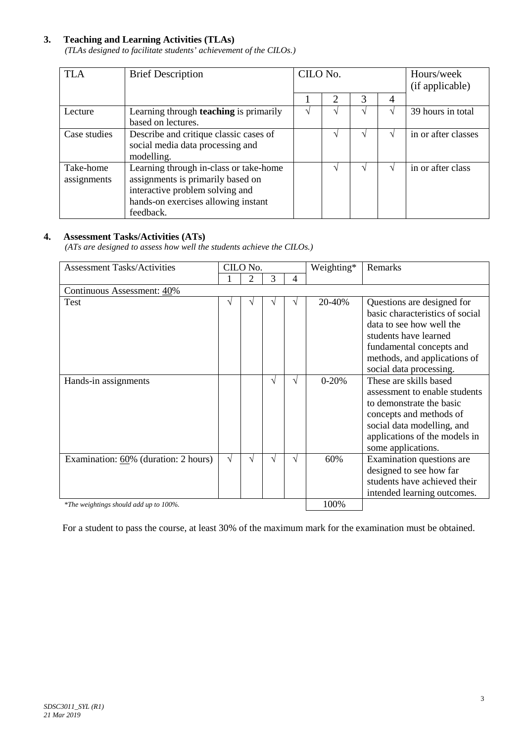## 3. Teaching and Learning Activities (TLAs)

*(TLAs designed to facilitate students' achievement of the CILOs.)*

| TLA | Brief Description | CILO No. | | | | Hours/week (if applicable) |
|---|---|---|---|---|---|---|
| | | 1 | 2 | 3 | 4 | |
| Lecture | Learning through **teaching** is primarily based on lectures. | √ | √ | √ | √ | 39 hours in total |
| Case studies | Describe and critique classic cases of social media data processing and modelling. | | √ | √ | √ | in or after classes |
| Take-home assignments | Learning through in-class or take-home assignments is primarily based on interactive problem solving and hands-on exercises allowing instant feedback. | | √ | √ | √ | in or after class |

## 4. Assessment Tasks/Activities (ATs)

*(ATs are designed to assess how well the students achieve the CILOs.)*

| Assessment Tasks/Activities | CILO No. | | | | Weighting* | Remarks |
|---|---|---|---|---|---|---|
| | 1 | 2 | 3 | 4 | | |
| Continuous Assessment: 40% | | | | | | |
| Test | √ | √ | √ | √ | 20-40% | Questions are designed for basic characteristics of social data to see how well the students have learned fundamental concepts and methods, and applications of social data processing. |
| Hands-in assignments | | | √ | √ | 0-20% | These are skills based assessment to enable students to demonstrate the basic concepts and methods of social data modelling, and applications of the models in some applications. |
| Examination: 60% (duration: 2 hours) | √ | √ | √ | √ | 60% | Examination questions are designed to see how far students have achieved their intended learning outcomes. |
| *\*The weightings should add up to 100%.* | | | | | 100% | |

For a student to pass the course, at least 30% of the maximum mark for the examination must be obtained.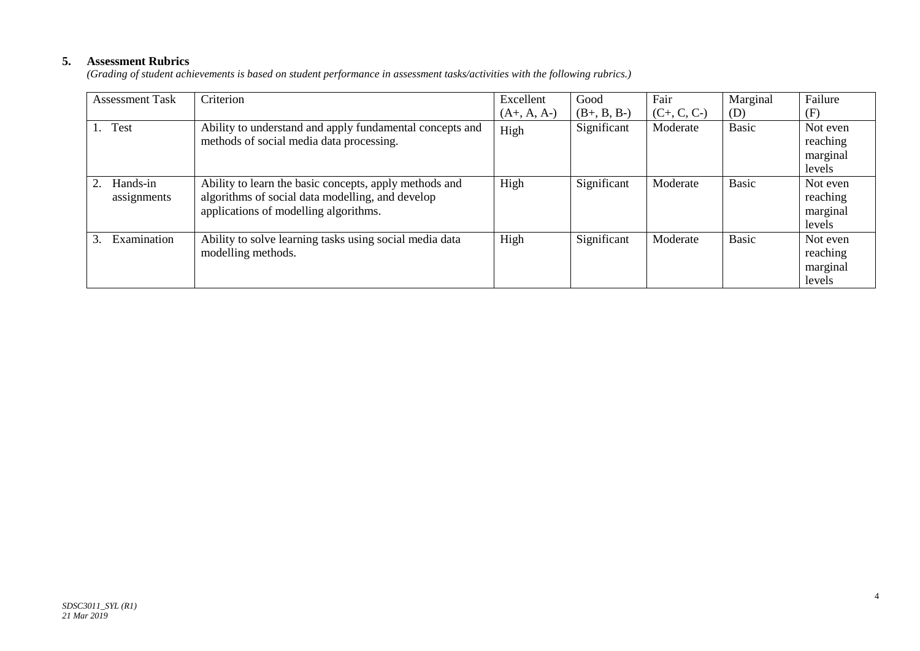## 5. Assessment Rubrics

*(Grading of student achievements is based on student performance in assessment tasks/activities with the following rubrics.)*

| Assessment Task | Criterion | Excellent (A+, A, A-) | Good (B+, B, B-) | Fair (C+, C, C-) | Marginal (D) | Failure (F) |
|---|---|---|---|---|---|---|
| 1. Test | Ability to understand and apply fundamental concepts and methods of social media data processing. | High | Significant | Moderate | Basic | Not even reaching marginal levels |
| 2. Hands-in assignments | Ability to learn the basic concepts, apply methods and algorithms of social data modelling, and develop applications of modelling algorithms. | High | Significant | Moderate | Basic | Not even reaching marginal levels |
| 3. Examination | Ability to solve learning tasks using social media data modelling methods. | High | Significant | Moderate | Basic | Not even reaching marginal levels |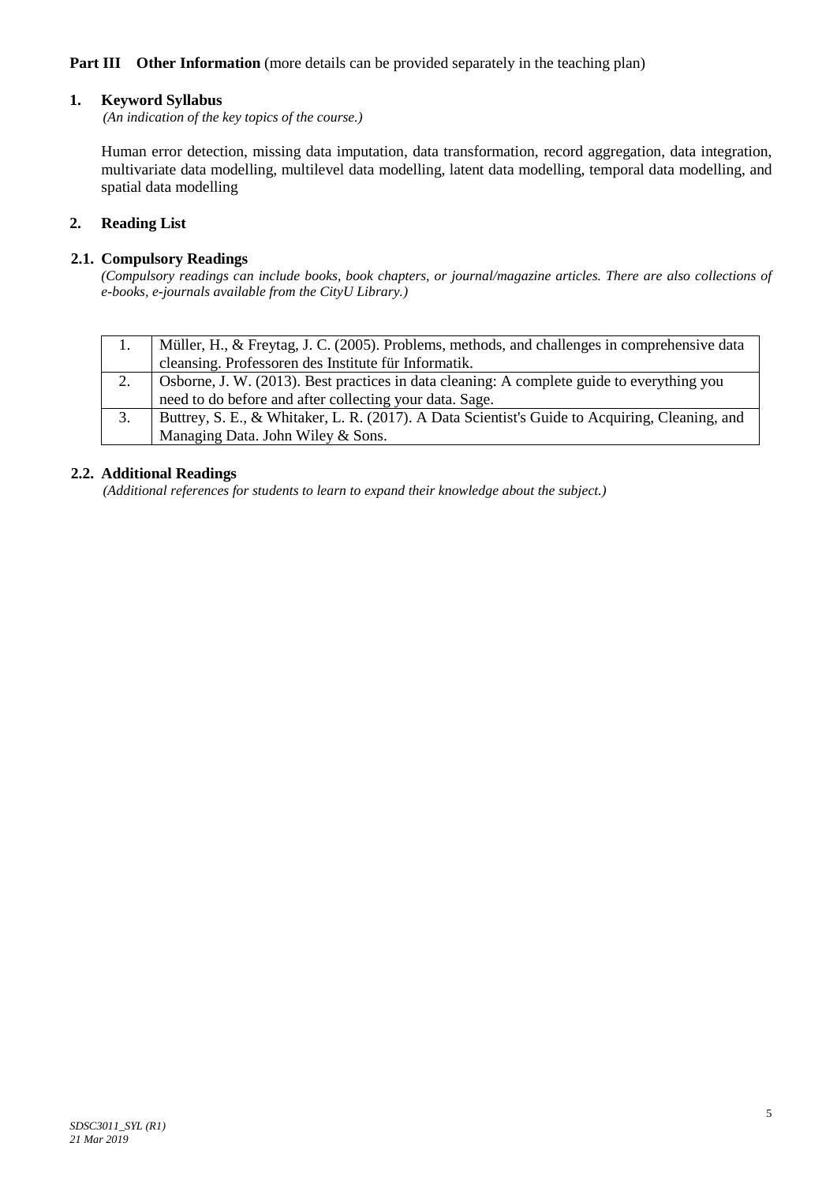**Part III Other Information** (more details can be provided separately in the teaching plan)

## 1. Keyword Syllabus

*(An indication of the key topics of the course.)*

Human error detection, missing data imputation, data transformation, record aggregation, data integration, multivariate data modelling, multilevel data modelling, latent data modelling, temporal data modelling, and spatial data modelling

## 2. Reading List

### 2.1. Compulsory Readings

*(Compulsory readings can include books, book chapters, or journal/magazine articles. There are also collections of e-books, e-journals available from the CityU Library.)*

| | |
|---|---|
| 1. | Müller, H., & Freytag, J. C. (2005). Problems, methods, and challenges in comprehensive data cleansing. Professoren des Institute für Informatik. |
| 2. | Osborne, J. W. (2013). Best practices in data cleaning: A complete guide to everything you need to do before and after collecting your data. Sage. |
| 3. | Buttrey, S. E., & Whitaker, L. R. (2017). A Data Scientist's Guide to Acquiring, Cleaning, and Managing Data. John Wiley & Sons. |

### 2.2. Additional Readings

*(Additional references for students to learn to expand their knowledge about the subject.)*